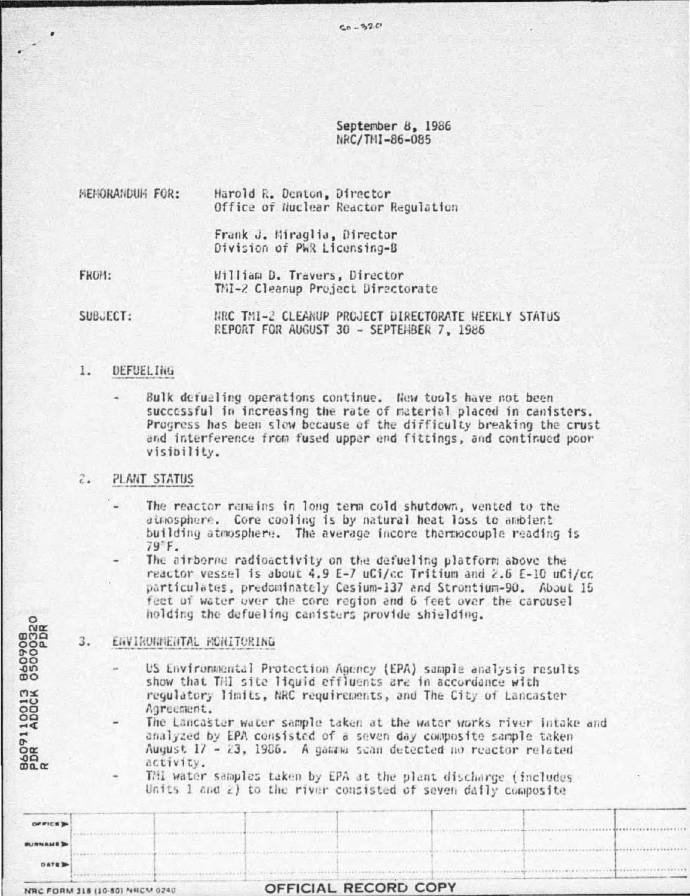September 8, 1986
NRC/TMI-86-085

MEMORANDUM FOR: Harold R. Denton, Director
Office of Nuclear Reactor Regulation

Frank J. Miraglia, Director
Division of PWR Licensing-B

FROM: William D. Travers, Director
TMI-2 Cleanup Project Directorate

SUBJECT: NRC TMI-2 CLEANUP PROJECT DIRECTORATE WEEKLY STATUS REPORT FOR AUGUST 30 - SEPTEMBER 7, 1986

1. DEFUELING

- Bulk defueling operations continue. New tools have not been successful in increasing the rate of material placed in canisters. Progress has been slow because of the difficulty breaking the crust and interference from fused upper end fittings, and continued poor visibility.

2. PLANT STATUS

- The reactor remains in long term cold shutdown, vented to the atmosphere. Core cooling is by natural heat loss to ambient building atmosphere. The average incore thermocouple reading is 79°F.
- The airborne radioactivity on the defueling platform above the reactor vessel is about 4.9 E-7 uCi/cc Tritium and 2.6 E-10 uCi/cc particulates, predominately Cesium-137 and Strontium-90. About 15 feet of water over the core region and 6 feet over the carousel holding the defueling canisters provide shielding.

3. ENVIRONMENTAL MONITORING

- US Environmental Protection Agency (EPA) sample analysis results show that TMI site liquid effluents are in accordance with regulatory limits, NRC requirements, and The City of Lancaster Agreement.
- The Lancaster water sample taken at the water works river intake and analyzed by EPA consisted of a seven day composite sample taken August 17 - 23, 1986. A gamma scan detected no reactor related activity.
- TMI water samples taken by EPA at the plant discharge (includes Units 1 and 2) to the river consisted of seven daily composite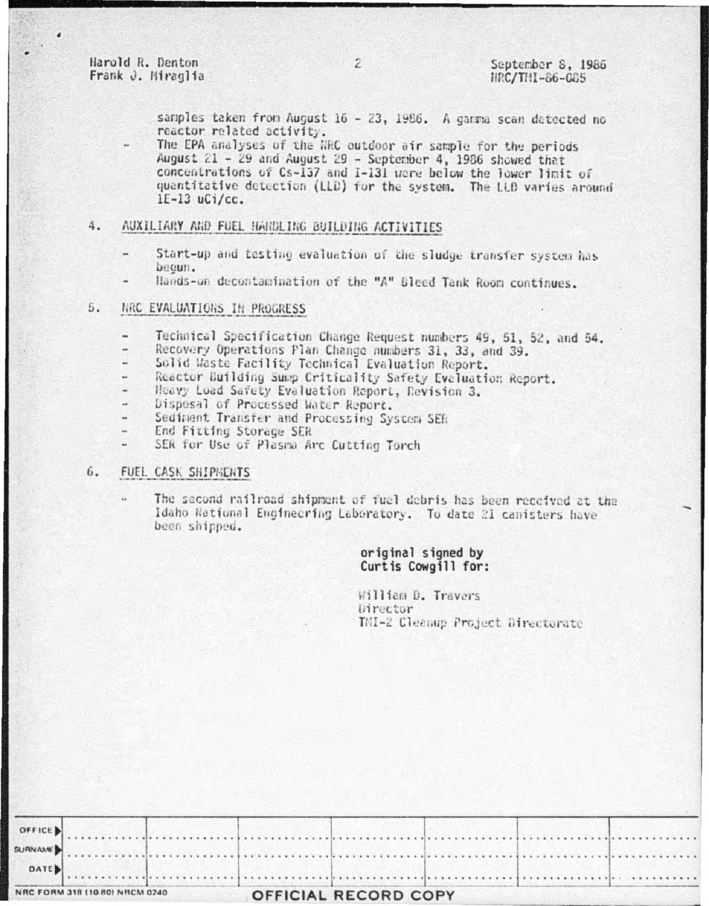samples taken from August 16 - 23, 1986. A gamma scan detected no reactor related activity.

- The EPA analyses of the NRC outdoor air sample for the periods August 21 - 29 and August 29 - September 4, 1986 showed that concentrations of Cs-137 and I-131 were below the lower limit of quantitative detection (LLD) for the system. The LLD varies around 1E-13 uCi/cc.

4. AUXILIARY AND FUEL HANDLING BUILDING ACTIVITIES

- Start-up and testing evaluation of the sludge transfer system has begun.
- Hands-on decontamination of the "A" Bleed Tank Room continues.

5. NRC EVALUATIONS IN PROGRESS

- Technical Specification Change Request numbers 49, 51, 52, and 54.
- Recovery Operations Plan Change numbers 31, 33, and 39.
- Solid Waste Facility Technical Evaluation Report.
- Reactor Building Sump Criticality Safety Evaluation Report.
- Heavy Load Safety Evaluation Report, Revision 3.
- Disposal of Processed Water Report.
- Sediment Transfer and Processing System SER
- End Fitting Storage SER
- SER for Use of Plasma Arc Cutting Torch

6. FUEL CASK SHIPMENTS

- The second railroad shipment of fuel debris has been received at the Idaho National Engineering Laboratory. To date 21 canisters have been shipped.

original signed by
Curtis Cowgill for:

William D. Travers
Director
TMI-2 Cleanup Project Directorate

| OFFICE | | | | | | | |
|---|---|---|---|---|---|---|---|
| SURNAME | | | | | | | |
| DATE | | | | | | | |

NRC FORM 318 (10 80) NRCM 0240

OFFICIAL RECORD COPY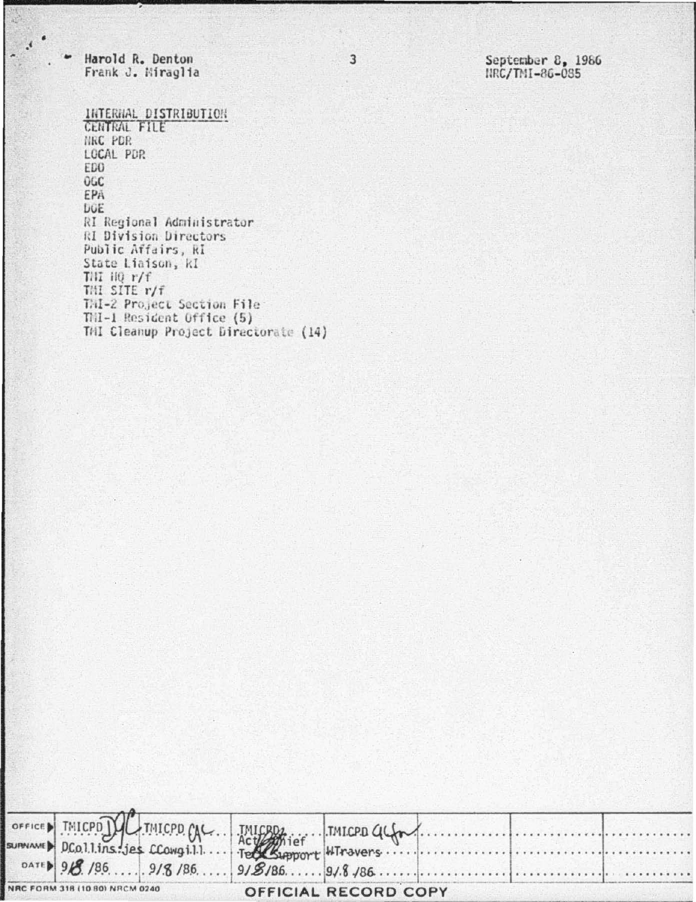Harold R. Denton
Frank J. Miraglia

September 8, 1986
NRC/TMI-86-085

INTERNAL DISTRIBUTION
CENTRAL FILE
NRC PDR
LOCAL PDR
EDO
OGC
EPA
DOE
RI Regional Administrator
RI Division Directors
Public Affairs, RI
State Liaison, RI
TMI HQ r/f
TMI SITE r/f
TMI-2 Project Section File
TMI-1 Resident Office (5)
TMI Cleanup Project Directorate (14)

| | | | | | | | |
|---|---|---|---|---|---|---|---|
| OFFICE | TMICPD | TMICPD | TMICPD Act Chief Tech Support | TMICPD | | | |
| SURNAME | DCollins:jes | CCowgill | | WTravers | | | |
| DATE | 9/8/86 | 9/8/86 | 9/8/86 | 9/8/86 | | | |

NRC FORM 318 (10 80) NRCM 0240

OFFICIAL RECORD COPY